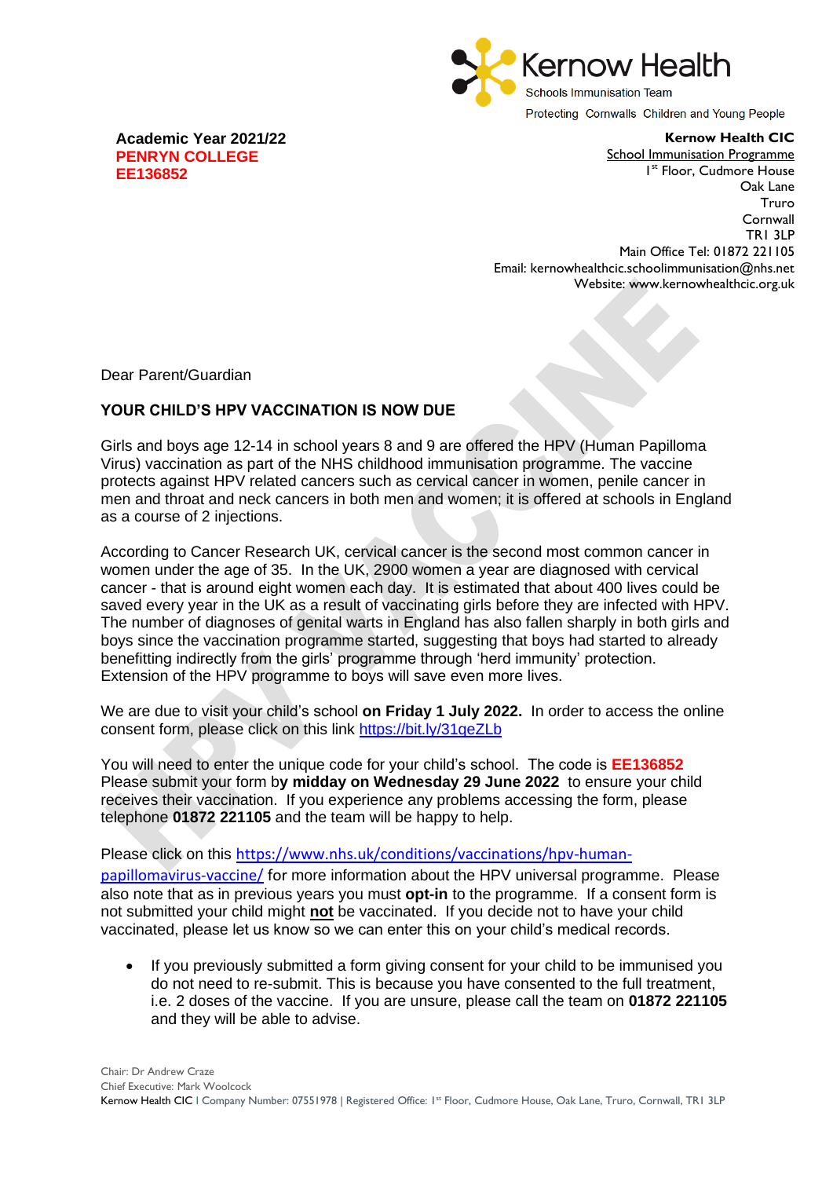Kernow Health
Schools Immunisation Team
Protecting Cornwalls Children and Young People

**Academic Year 2021/22**
**PENRYN COLLEGE**
**EE136852**

**Kernow Health CIC**
School Immunisation Programme
1st Floor, Cudmore House
Oak Lane
Truro
Cornwall
TR1 3LP
Main Office Tel: 01872 221105
Email: kernowhealthcic.schoolimmunisation@nhs.net
Website: www.kernowhealthcic.org.uk

Dear Parent/Guardian

**YOUR CHILD'S HPV VACCINATION IS NOW DUE**

Girls and boys age 12-14 in school years 8 and 9 are offered the HPV (Human Papilloma Virus) vaccination as part of the NHS childhood immunisation programme. The vaccine protects against HPV related cancers such as cervical cancer in women, penile cancer in men and throat and neck cancers in both men and women; it is offered at schools in England as a course of 2 injections.

According to Cancer Research UK, cervical cancer is the second most common cancer in women under the age of 35. In the UK, 2900 women a year are diagnosed with cervical cancer - that is around eight women each day. It is estimated that about 400 lives could be saved every year in the UK as a result of vaccinating girls before they are infected with HPV. The number of diagnoses of genital warts in England has also fallen sharply in both girls and boys since the vaccination programme started, suggesting that boys had started to already benefitting indirectly from the girls' programme through 'herd immunity' protection. Extension of the HPV programme to boys will save even more lives.

We are due to visit your child's school **on Friday 1 July 2022.** In order to access the online consent form, please click on this link https://bit.ly/31qeZLb

You will need to enter the unique code for your child's school. The code is **EE136852** Please submit your form b**y midday on Wednesday 29 June 2022** to ensure your child receives their vaccination. If you experience any problems accessing the form, please telephone **01872 221105** and the team will be happy to help.

Please click on this https://www.nhs.uk/conditions/vaccinations/hpv-human-papillomavirus-vaccine/ for more information about the HPV universal programme. Please also note that as in previous years you must **opt-in** to the programme. If a consent form is not submitted your child might **not** be vaccinated. If you decide not to have your child vaccinated, please let us know so we can enter this on your child's medical records.

- If you previously submitted a form giving consent for your child to be immunised you do not need to re-submit. This is because you have consented to the full treatment, i.e. 2 doses of the vaccine. If you are unsure, please call the team on **01872 221105** and they will be able to advise.

Chair: Dr Andrew Craze
Chief Executive: Mark Woolcock
Kernow Health CIC I Company Number: 07551978 | Registered Office: 1st Floor, Cudmore House, Oak Lane, Truro, Cornwall, TR1 3LP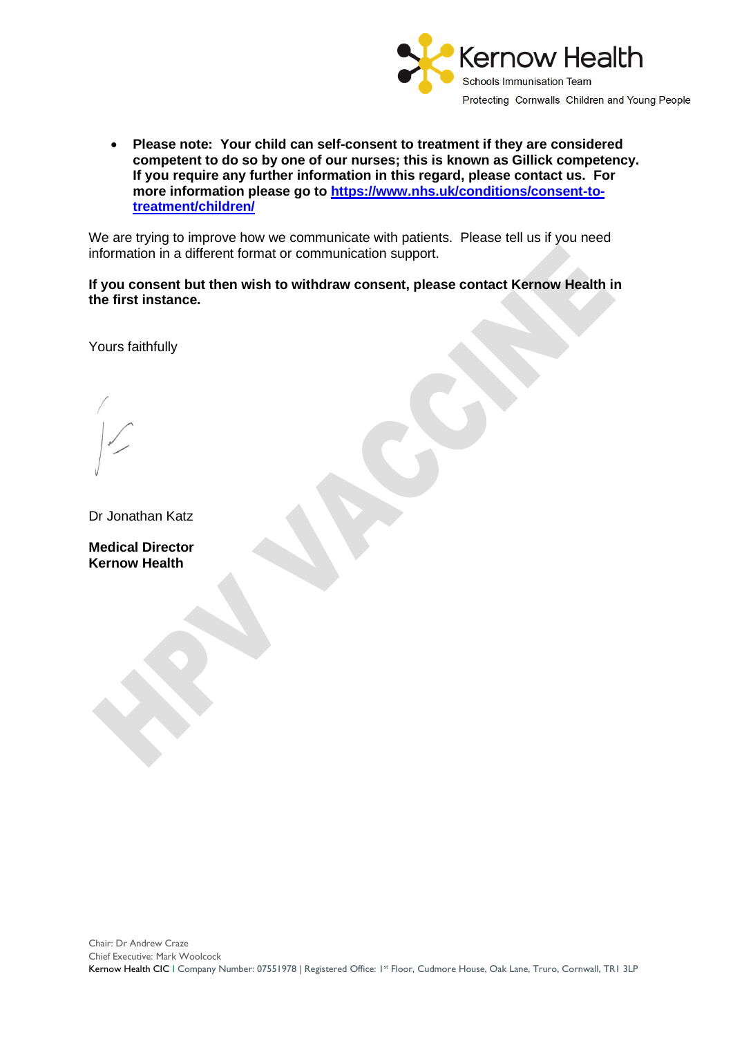- **Please note: Your child can self-consent to treatment if they are considered competent to do so by one of our nurses; this is known as Gillick competency. If you require any further information in this regard, please contact us. For more information please go to [https://www.nhs.uk/conditions/consent-to-treatment/children/](https://www.nhs.uk/conditions/consent-to-treatment/children/)**

We are trying to improve how we communicate with patients. Please tell us if you need information in a different format or communication support.

**If you consent but then wish to withdraw consent, please contact Kernow Health in the first instance.**

Yours faithfully

Dr Jonathan Katz

**Medical Director**
**Kernow Health**

Chair: Dr Andrew Craze
Chief Executive: Mark Woolcock
Kernow Health CIC | Company Number: 07551978 | Registered Office: 1st Floor, Cudmore House, Oak Lane, Truro, Cornwall, TR1 3LP